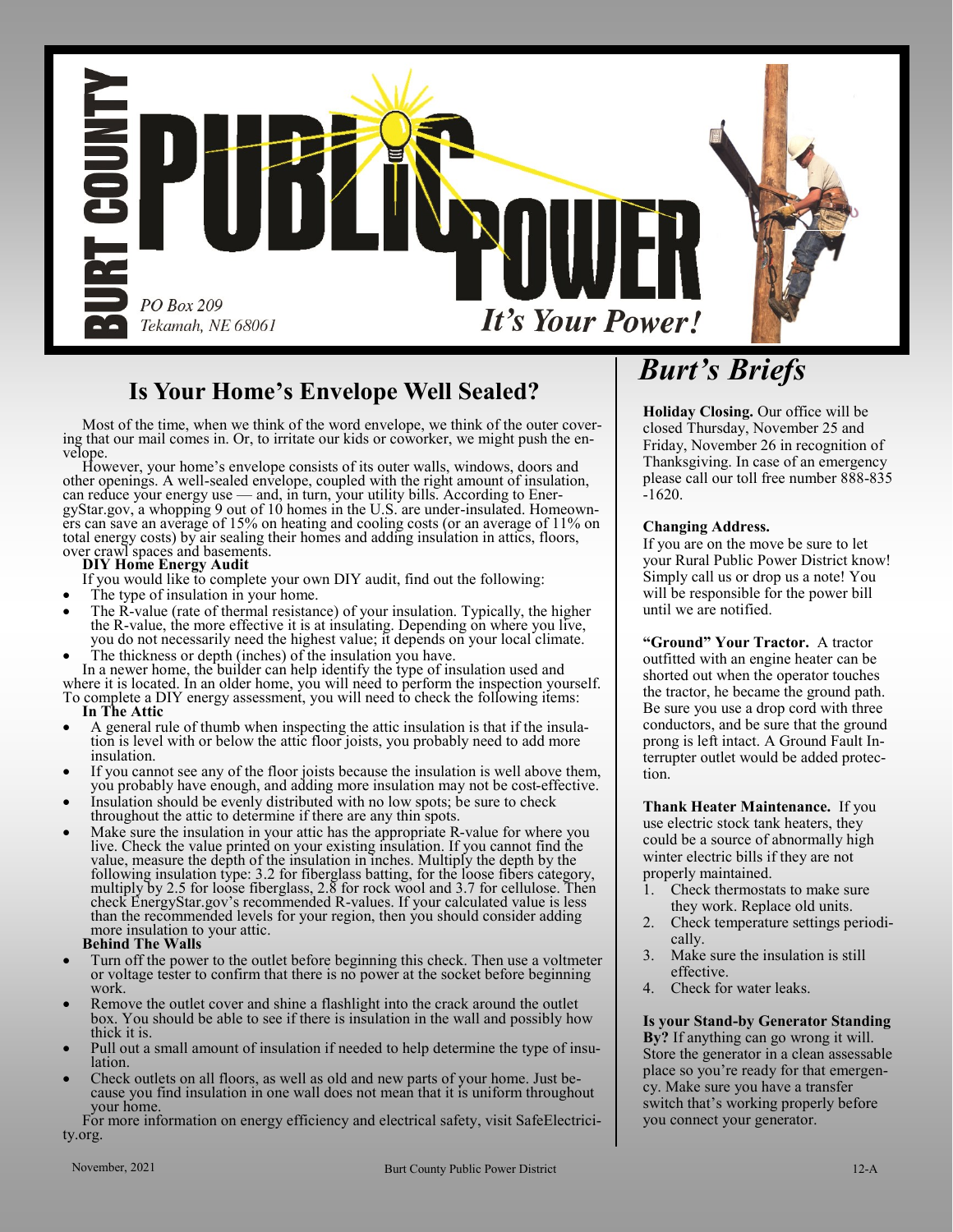# BURT COUNTY PUBLIC POWER

*PO Box 209*
*Tekamah, NE 68061*

***It's Your Power!***

## Is Your Home's Envelope Well Sealed?

Most of the time, when we think of the word envelope, we think of the outer covering that our mail comes in. Or, to irritate our kids or coworker, we might push the envelope.

However, your home's envelope consists of its outer walls, windows, doors and other openings. A well-sealed envelope, coupled with the right amount of insulation, can reduce your energy use — and, in turn, your utility bills. According to EnergyStar.gov, a whopping 9 out of 10 homes in the U.S. are under-insulated. Homeowners can save an average of 15% on heating and cooling costs (or an average of 11% on total energy costs) by air sealing their homes and adding insulation in attics, floors, over crawl spaces and basements.

**DIY Home Energy Audit**

If you would like to complete your own DIY audit, find out the following:

- The type of insulation in your home.
- The R-value (rate of thermal resistance) of your insulation. Typically, the higher the R-value, the more effective it is at insulating. Depending on where you live, you do not necessarily need the highest value; it depends on your local climate.
- The thickness or depth (inches) of the insulation you have.

In a newer home, the builder can help identify the type of insulation used and where it is located. In an older home, you will need to perform the inspection yourself. To complete a DIY energy assessment, you will need to check the following items:

**In The Attic**

- A general rule of thumb when inspecting the attic insulation is that if the insulation is level with or below the attic floor joists, you probably need to add more insulation.
- If you cannot see any of the floor joists because the insulation is well above them, you probably have enough, and adding more insulation may not be cost-effective.
- Insulation should be evenly distributed with no low spots; be sure to check throughout the attic to determine if there are any thin spots.
- Make sure the insulation in your attic has the appropriate R-value for where you live. Check the value printed on your existing insulation. If you cannot find the value, measure the depth of the insulation in inches. Multiply the depth by the following insulation type: 3.2 for fiberglass batting, for the loose fibers category, multiply by 2.5 for loose fiberglass, 2.8 for rock wool and 3.7 for cellulose. Then check EnergyStar.gov's recommended R-values. If your calculated value is less than the recommended levels for your region, then you should consider adding more insulation to your attic.

**Behind The Walls**

- Turn off the power to the outlet before beginning this check. Then use a voltmeter or voltage tester to confirm that there is no power at the socket before beginning work.
- Remove the outlet cover and shine a flashlight into the crack around the outlet box. You should be able to see if there is insulation in the wall and possibly how thick it is.
- Pull out a small amount of insulation if needed to help determine the type of insulation.
- Check outlets on all floors, as well as old and new parts of your home. Just because you find insulation in one wall does not mean that it is uniform throughout your home.

For more information on energy efficiency and electrical safety, visit SafeElectricity.org.

## *Burt's Briefs*

**Holiday Closing.** Our office will be closed Thursday, November 25 and Friday, November 26 in recognition of Thanksgiving. In case of an emergency please call our toll free number 888-835-1620.

**Changing Address.**
If you are on the move be sure to let your Rural Public Power District know! Simply call us or drop us a note! You will be responsible for the power bill until we are notified.

**"Ground" Your Tractor.** A tractor outfitted with an engine heater can be shorted out when the operator touches the tractor, he became the ground path. Be sure you use a drop cord with three conductors, and be sure that the ground prong is left intact. A Ground Fault Interrupter outlet would be added protection.

**Thank Heater Maintenance.** If you use electric stock tank heaters, they could be a source of abnormally high winter electric bills if they are not properly maintained.

1. Check thermostats to make sure they work. Replace old units.
2. Check temperature settings periodically.
3. Make sure the insulation is still effective.
4. Check for water leaks.

**Is your Stand-by Generator Standing By?** If anything can go wrong it will. Store the generator in a clean assessable place so you're ready for that emergency. Make sure you have a transfer switch that's working properly before you connect your generator.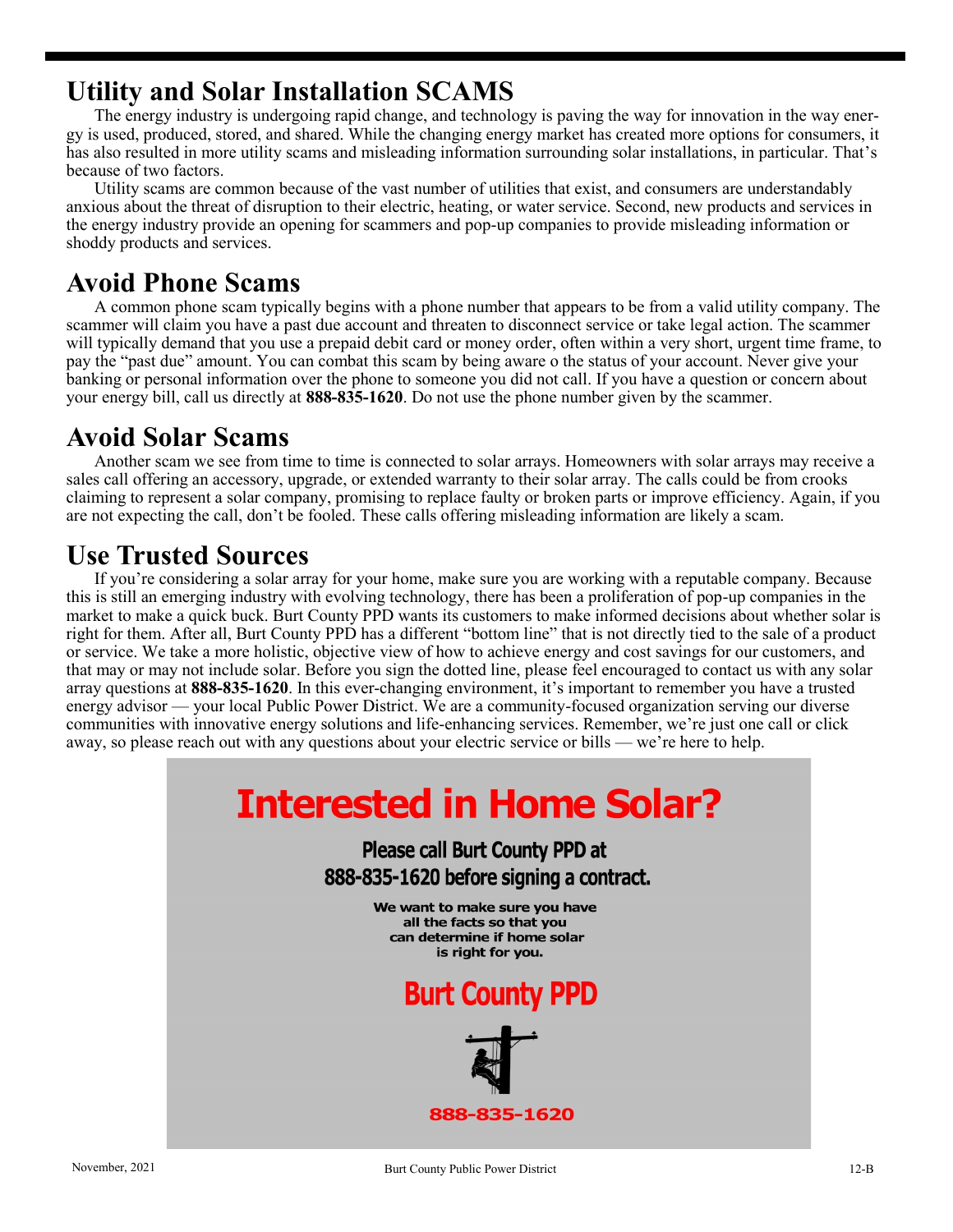# Utility and Solar Installation SCAMS

The energy industry is undergoing rapid change, and technology is paving the way for innovation in the way energy is used, produced, stored, and shared. While the changing energy market has created more options for consumers, it has also resulted in more utility scams and misleading information surrounding solar installations, in particular. That's because of two factors.

Utility scams are common because of the vast number of utilities that exist, and consumers are understandably anxious about the threat of disruption to their electric, heating, or water service. Second, new products and services in the energy industry provide an opening for scammers and pop-up companies to provide misleading information or shoddy products and services.

## Avoid Phone Scams

A common phone scam typically begins with a phone number that appears to be from a valid utility company. The scammer will claim you have a past due account and threaten to disconnect service or take legal action. The scammer will typically demand that you use a prepaid debit card or money order, often within a very short, urgent time frame, to pay the "past due" amount. You can combat this scam by being aware o the status of your account. Never give your banking or personal information over the phone to someone you did not call. If you have a question or concern about your energy bill, call us directly at **888-835-1620**. Do not use the phone number given by the scammer.

## Avoid Solar Scams

Another scam we see from time to time is connected to solar arrays. Homeowners with solar arrays may receive a sales call offering an accessory, upgrade, or extended warranty to their solar array. The calls could be from crooks claiming to represent a solar company, promising to replace faulty or broken parts or improve efficiency. Again, if you are not expecting the call, don't be fooled. These calls offering misleading information are likely a scam.

## Use Trusted Sources

If you're considering a solar array for your home, make sure you are working with a reputable company. Because this is still an emerging industry with evolving technology, there has been a proliferation of pop-up companies in the market to make a quick buck. Burt County PPD wants its customers to make informed decisions about whether solar is right for them. After all, Burt County PPD has a different "bottom line" that is not directly tied to the sale of a product or service. We take a more holistic, objective view of how to achieve energy and cost savings for our customers, and that may or may not include solar. Before you sign the dotted line, please feel encouraged to contact us with any solar array questions at **888-835-1620**. In this ever-changing environment, it's important to remember you have a trusted energy advisor — your local Public Power District. We are a community-focused organization serving our diverse communities with innovative energy solutions and life-enhancing services. Remember, we're just one call or click away, so please reach out with any questions about your electric service or bills — we're here to help.

## Interested in Home Solar?

**Please call Burt County PPD at 888-835-1620 before signing a contract.**

**We want to make sure you have all the facts so that you can determine if home solar is right for you.**

**Burt County PPD**

**888-835-1620**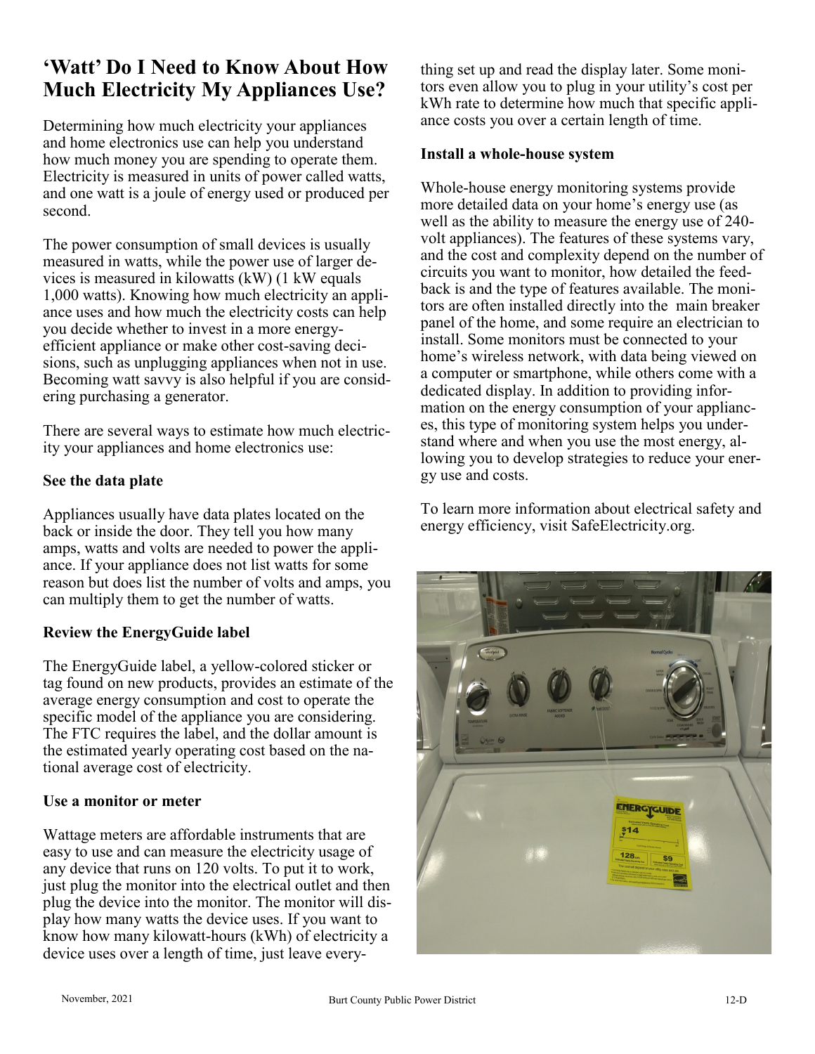# 'Watt' Do I Need to Know About How Much Electricity My Appliances Use?

Determining how much electricity your appliances and home electronics use can help you understand how much money you are spending to operate them. Electricity is measured in units of power called watts, and one watt is a joule of energy used or produced per second.

The power consumption of small devices is usually measured in watts, while the power use of larger devices is measured in kilowatts (kW) (1 kW equals 1,000 watts). Knowing how much electricity an appliance uses and how much the electricity costs can help you decide whether to invest in a more energy-efficient appliance or make other cost-saving decisions, such as unplugging appliances when not in use. Becoming watt savvy is also helpful if you are considering purchasing a generator.

There are several ways to estimate how much electricity your appliances and home electronics use:

**See the data plate**

Appliances usually have data plates located on the back or inside the door. They tell you how many amps, watts and volts are needed to power the appliance. If your appliance does not list watts for some reason but does list the number of volts and amps, you can multiply them to get the number of watts.

**Review the EnergyGuide label**

The EnergyGuide label, a yellow-colored sticker or tag found on new products, provides an estimate of the average energy consumption and cost to operate the specific model of the appliance you are considering. The FTC requires the label, and the dollar amount is the estimated yearly operating cost based on the national average cost of electricity.

**Use a monitor or meter**

Wattage meters are affordable instruments that are easy to use and can measure the electricity usage of any device that runs on 120 volts. To put it to work, just plug the monitor into the electrical outlet and then plug the device into the monitor. The monitor will display how many watts the device uses. If you want to know how many kilowatt-hours (kWh) of electricity a device uses over a length of time, just leave everything set up and read the display later. Some monitors even allow you to plug in your utility's cost per kWh rate to determine how much that specific appliance costs you over a certain length of time.

**Install a whole-house system**

Whole-house energy monitoring systems provide more detailed data on your home's energy use (as well as the ability to measure the energy use of 240-volt appliances). The features of these systems vary, and the cost and complexity depend on the number of circuits you want to monitor, how detailed the feedback is and the type of features available. The monitors are often installed directly into the main breaker panel of the home, and some require an electrician to install. Some monitors must be connected to your home's wireless network, with data being viewed on a computer or smartphone, while others come with a dedicated display. In addition to providing information on the energy consumption of your appliances, this type of monitoring system helps you understand where and when you use the most energy, allowing you to develop strategies to reduce your energy use and costs.

To learn more information about electrical safety and energy efficiency, visit SafeElectricity.org.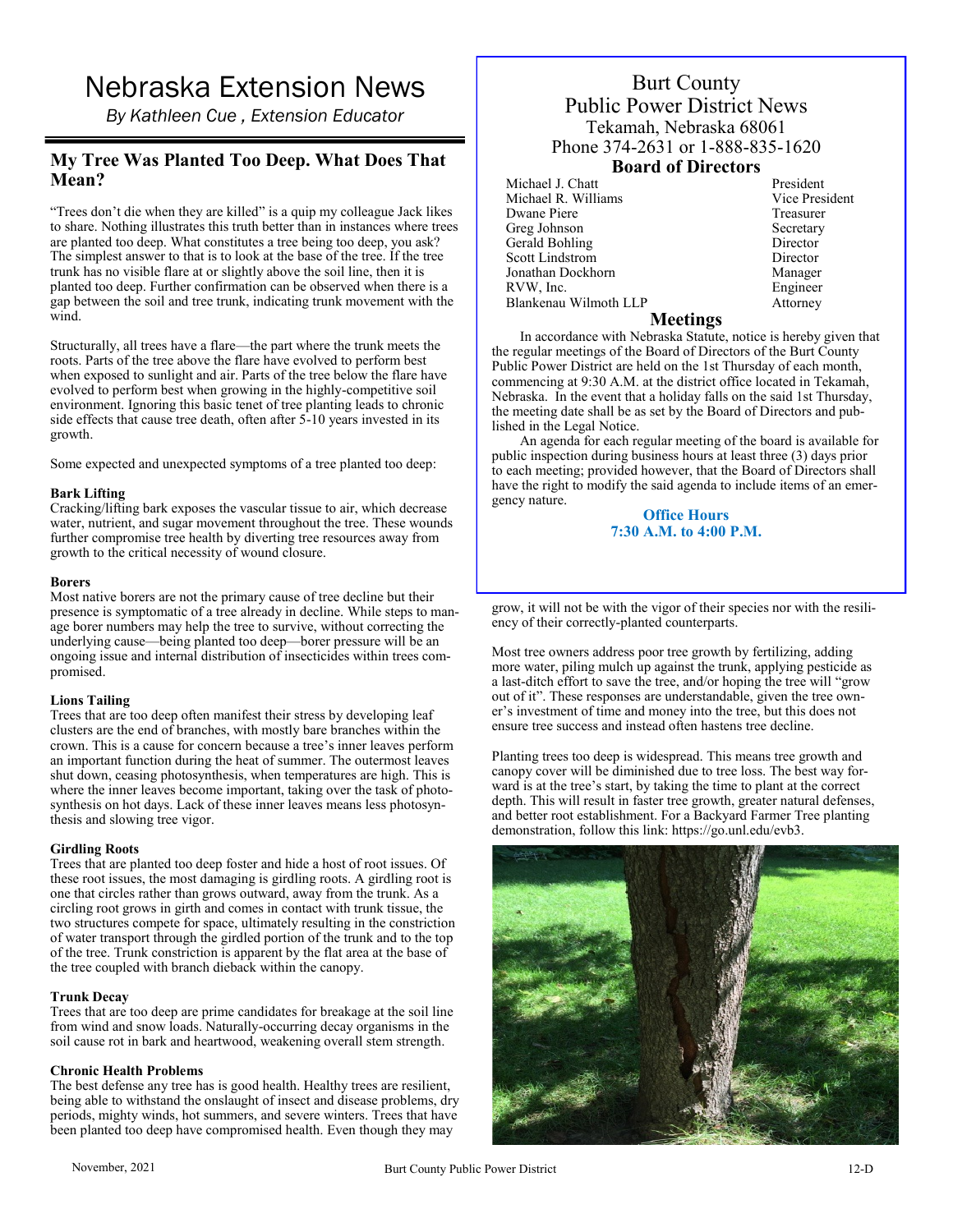# Nebraska Extension News

*By Kathleen Cue , Extension Educator*

## My Tree Was Planted Too Deep. What Does That Mean?

"Trees don't die when they are killed" is a quip my colleague Jack likes to share. Nothing illustrates this truth better than in instances where trees are planted too deep. What constitutes a tree being too deep, you ask? The simplest answer to that is to look at the base of the tree. If the tree trunk has no visible flare at or slightly above the soil line, then it is planted too deep. Further confirmation can be observed when there is a gap between the soil and tree trunk, indicating trunk movement with the wind.

Structurally, all trees have a flare—the part where the trunk meets the roots. Parts of the tree above the flare have evolved to perform best when exposed to sunlight and air. Parts of the tree below the flare have evolved to perform best when growing in the highly-competitive soil environment. Ignoring this basic tenet of tree planting leads to chronic side effects that cause tree death, often after 5-10 years invested in its growth.

Some expected and unexpected symptoms of a tree planted too deep:

**Bark Lifting**
Cracking/lifting bark exposes the vascular tissue to air, which decrease water, nutrient, and sugar movement throughout the tree. These wounds further compromise tree health by diverting tree resources away from growth to the critical necessity of wound closure.

**Borers**
Most native borers are not the primary cause of tree decline but their presence is symptomatic of a tree already in decline. While steps to manage borer numbers may help the tree to survive, without correcting the underlying cause—being planted too deep—borer pressure will be an ongoing issue and internal distribution of insecticides within trees compromised.

**Lions Tailing**
Trees that are too deep often manifest their stress by developing leaf clusters are the end of branches, with mostly bare branches within the crown. This is a cause for concern because a tree's inner leaves perform an important function during the heat of summer. The outermost leaves shut down, ceasing photosynthesis, when temperatures are high. This is where the inner leaves become important, taking over the task of photosynthesis on hot days. Lack of these inner leaves means less photosynthesis and slowing tree vigor.

**Girdling Roots**
Trees that are planted too deep foster and hide a host of root issues. Of these root issues, the most damaging is girdling roots. A girdling root is one that circles rather than grows outward, away from the trunk. As a circling root grows in girth and comes in contact with trunk tissue, the two structures compete for space, ultimately resulting in the constriction of water transport through the girdled portion of the trunk and to the top of the tree. Trunk constriction is apparent by the flat area at the base of the tree coupled with branch dieback within the canopy.

**Trunk Decay**
Trees that are too deep are prime candidates for breakage at the soil line from wind and snow loads. Naturally-occurring decay organisms in the soil cause rot in bark and heartwood, weakening overall stem strength.

**Chronic Health Problems**
The best defense any tree has is good health. Healthy trees are resilient, being able to withstand the onslaught of insect and disease problems, dry periods, mighty winds, hot summers, and severe winters. Trees that have been planted too deep have compromised health. Even though they may grow, it will not be with the vigor of their species nor with the resiliency of their correctly-planted counterparts.

Most tree owners address poor tree growth by fertilizing, adding more water, piling mulch up against the trunk, applying pesticide as a last-ditch effort to save the tree, and/or hoping the tree will "grow out of it". These responses are understandable, given the tree owner's investment of time and money into the tree, but this does not ensure tree success and instead often hastens tree decline.

Planting trees too deep is widespread. This means tree growth and canopy cover will be diminished due to tree loss. The best way forward is at the tree's start, by taking the time to plant at the correct depth. This will result in faster tree growth, greater natural defenses, and better root establishment. For a Backyard Farmer Tree planting demonstration, follow this link: https://go.unl.edu/evb3.

# Burt County Public Power District News

Tekamah, Nebraska 68061
Phone 374-2631 or 1-888-835-1620

## Board of Directors

| | |
|---|---|
| Michael J. Chatt | President |
| Michael R. Williams | Vice President |
| Dwane Piere | Treasurer |
| Greg Johnson | Secretary |
| Gerald Bohling | Director |
| Scott Lindstrom | Director |
| Jonathan Dockhorn | Manager |
| RVW, Inc. | Engineer |
| Blankenau Wilmoth LLP | Attorney |

## Meetings

In accordance with Nebraska Statute, notice is hereby given that the regular meetings of the Board of Directors of the Burt County Public Power District are held on the 1st Thursday of each month, commencing at 9:30 A.M. at the district office located in Tekamah, Nebraska. In the event that a holiday falls on the said 1st Thursday, the meeting date shall be as set by the Board of Directors and published in the Legal Notice.

An agenda for each regular meeting of the board is available for public inspection during business hours at least three (3) days prior to each meeting; provided however, that the Board of Directors shall have the right to modify the said agenda to include items of an emergency nature.

**Office Hours**
**7:30 A.M. to 4:00 P.M.**